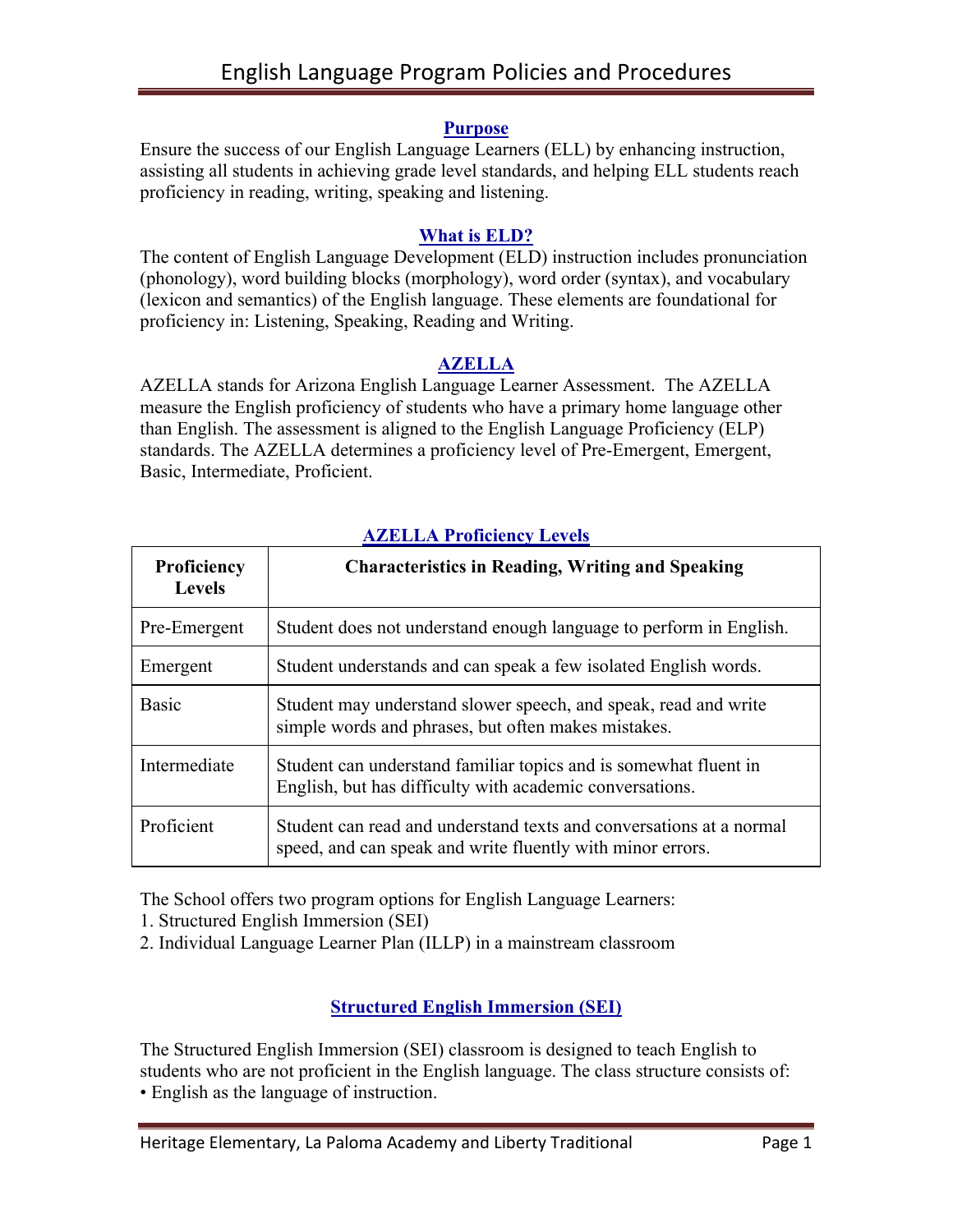# English Language Program Policies and Procedures

## Purpose

Ensure the success of our English Language Learners (ELL) by enhancing instruction, assisting all students in achieving grade level standards, and helping ELL students reach proficiency in reading, writing, speaking and listening.

## What is ELD?

The content of English Language Development (ELD) instruction includes pronunciation (phonology), word building blocks (morphology), word order (syntax), and vocabulary (lexicon and semantics) of the English language. These elements are foundational for proficiency in: Listening, Speaking, Reading and Writing.

## AZELLA

AZELLA stands for Arizona English Language Learner Assessment. The AZELLA measure the English proficiency of students who have a primary home language other than English. The assessment is aligned to the English Language Proficiency (ELP) standards. The AZELLA determines a proficiency level of Pre-Emergent, Emergent, Basic, Intermediate, Proficient.

## AZELLA Proficiency Levels

| Proficiency Levels | Characteristics in Reading, Writing and Speaking |
|---|---|
| Pre-Emergent | Student does not understand enough language to perform in English. |
| Emergent | Student understands and can speak a few isolated English words. |
| Basic | Student may understand slower speech, and speak, read and write simple words and phrases, but often makes mistakes. |
| Intermediate | Student can understand familiar topics and is somewhat fluent in English, but has difficulty with academic conversations. |
| Proficient | Student can read and understand texts and conversations at a normal speed, and can speak and write fluently with minor errors. |

The School offers two program options for English Language Learners:
1. Structured English Immersion (SEI)
2. Individual Language Learner Plan (ILLP) in a mainstream classroom

## Structured English Immersion (SEI)

The Structured English Immersion (SEI) classroom is designed to teach English to students who are not proficient in the English language. The class structure consists of:
• English as the language of instruction.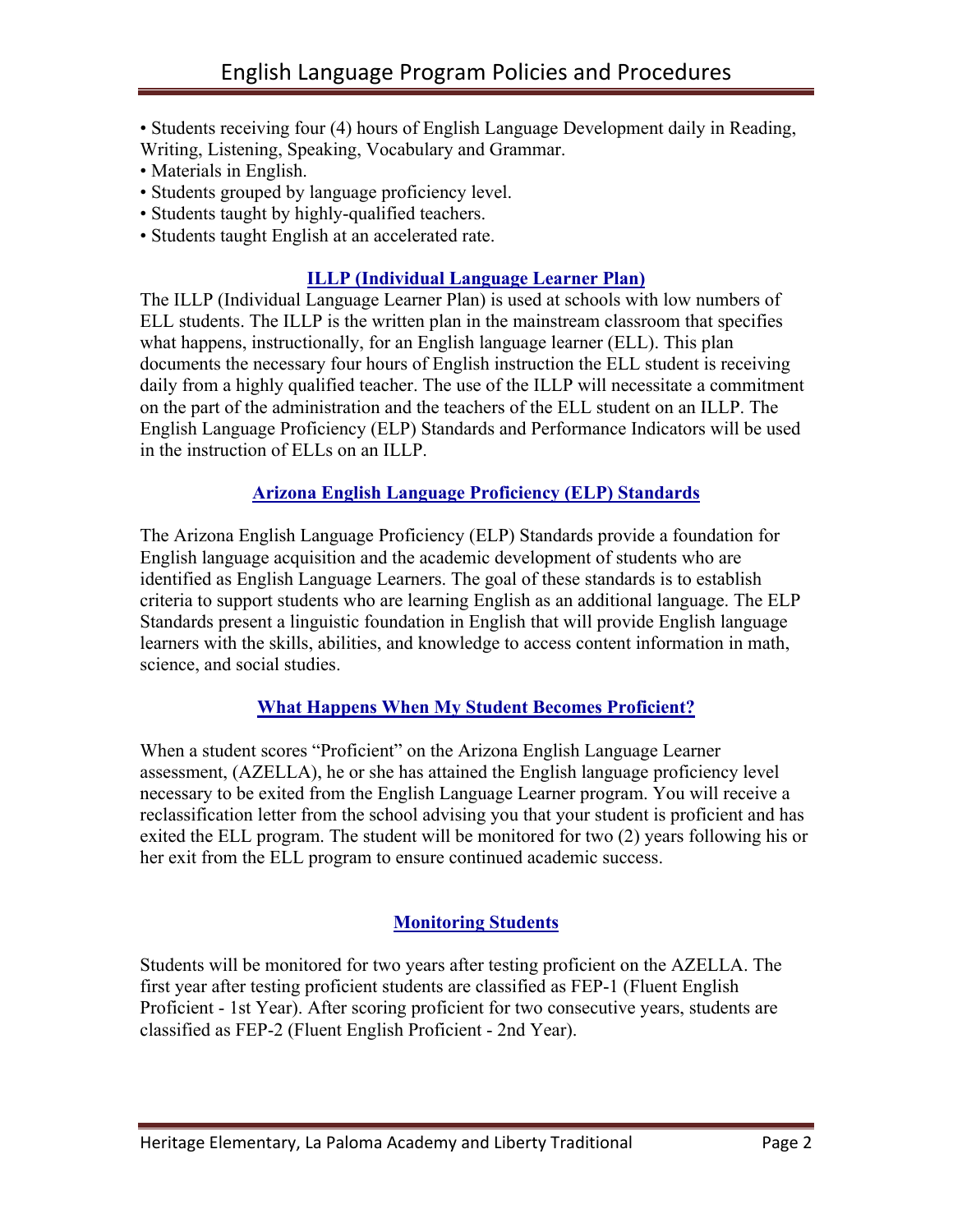- Students receiving four (4) hours of English Language Development daily in Reading, Writing, Listening, Speaking, Vocabulary and Grammar.
- Materials in English.
- Students grouped by language proficiency level.
- Students taught by highly-qualified teachers.
- Students taught English at an accelerated rate.

## ILLP (Individual Language Learner Plan)

The ILLP (Individual Language Learner Plan) is used at schools with low numbers of ELL students. The ILLP is the written plan in the mainstream classroom that specifies what happens, instructionally, for an English language learner (ELL). This plan documents the necessary four hours of English instruction the ELL student is receiving daily from a highly qualified teacher. The use of the ILLP will necessitate a commitment on the part of the administration and the teachers of the ELL student on an ILLP. The English Language Proficiency (ELP) Standards and Performance Indicators will be used in the instruction of ELLs on an ILLP.

## Arizona English Language Proficiency (ELP) Standards

The Arizona English Language Proficiency (ELP) Standards provide a foundation for English language acquisition and the academic development of students who are identified as English Language Learners. The goal of these standards is to establish criteria to support students who are learning English as an additional language. The ELP Standards present a linguistic foundation in English that will provide English language learners with the skills, abilities, and knowledge to access content information in math, science, and social studies.

## What Happens When My Student Becomes Proficient?

When a student scores "Proficient" on the Arizona English Language Learner assessment, (AZELLA), he or she has attained the English language proficiency level necessary to be exited from the English Language Learner program. You will receive a reclassification letter from the school advising you that your student is proficient and has exited the ELL program. The student will be monitored for two (2) years following his or her exit from the ELL program to ensure continued academic success.

## Monitoring Students

Students will be monitored for two years after testing proficient on the AZELLA. The first year after testing proficient students are classified as FEP-1 (Fluent English Proficient - 1st Year). After scoring proficient for two consecutive years, students are classified as FEP-2 (Fluent English Proficient - 2nd Year).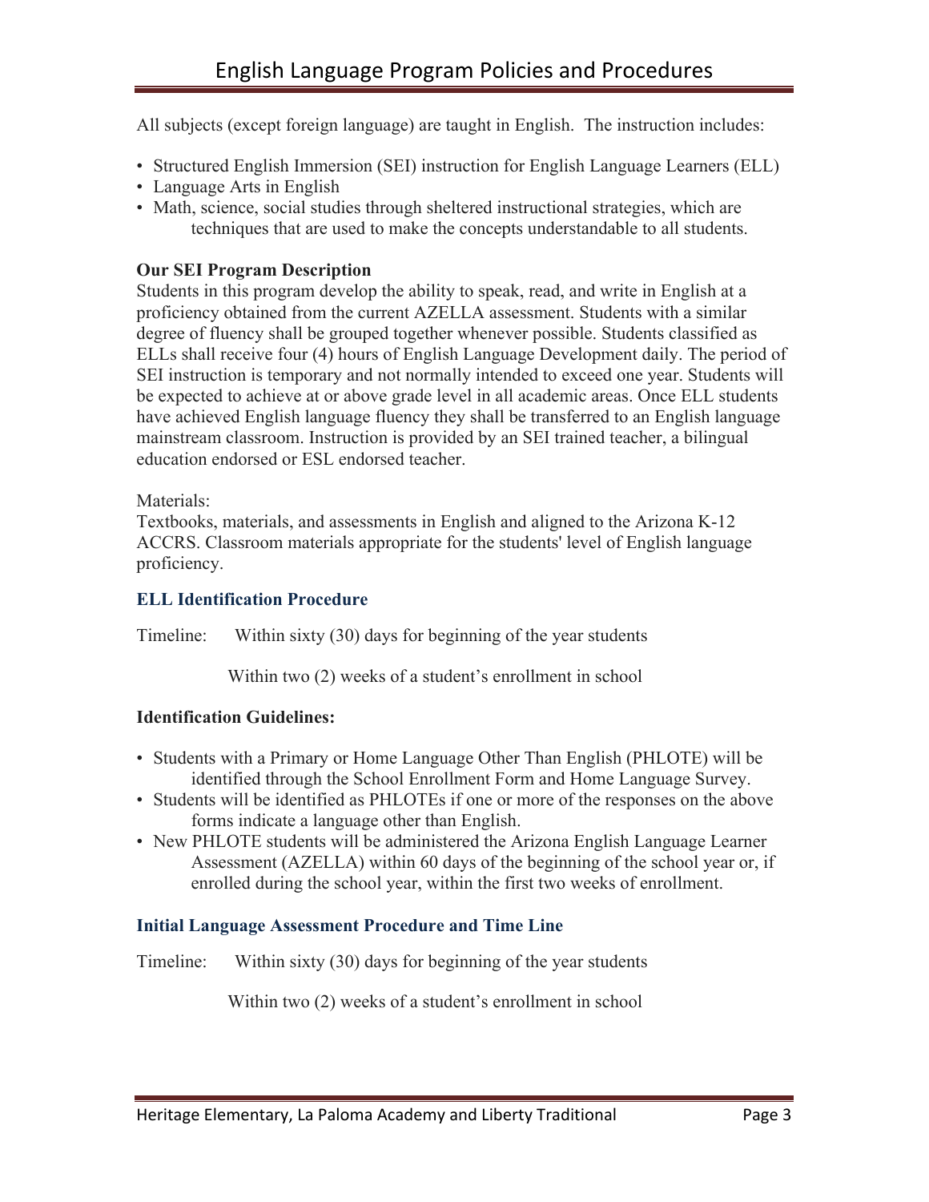All subjects (except foreign language) are taught in English. The instruction includes:

- Structured English Immersion (SEI) instruction for English Language Learners (ELL)
- Language Arts in English
- Math, science, social studies through sheltered instructional strategies, which are techniques that are used to make the concepts understandable to all students.

**Our SEI Program Description**

Students in this program develop the ability to speak, read, and write in English at a proficiency obtained from the current AZELLA assessment. Students with a similar degree of fluency shall be grouped together whenever possible. Students classified as ELLs shall receive four (4) hours of English Language Development daily. The period of SEI instruction is temporary and not normally intended to exceed one year. Students will be expected to achieve at or above grade level in all academic areas. Once ELL students have achieved English language fluency they shall be transferred to an English language mainstream classroom. Instruction is provided by an SEI trained teacher, a bilingual education endorsed or ESL endorsed teacher.

Materials:

Textbooks, materials, and assessments in English and aligned to the Arizona K-12 ACCRS. Classroom materials appropriate for the students' level of English language proficiency.

### ELL Identification Procedure

Timeline: Within sixty (30) days for beginning of the year students

Within two (2) weeks of a student's enrollment in school

**Identification Guidelines:**

- Students with a Primary or Home Language Other Than English (PHLOTE) will be identified through the School Enrollment Form and Home Language Survey.
- Students will be identified as PHLOTEs if one or more of the responses on the above forms indicate a language other than English.
- New PHLOTE students will be administered the Arizona English Language Learner Assessment (AZELLA) within 60 days of the beginning of the school year or, if enrolled during the school year, within the first two weeks of enrollment.

### Initial Language Assessment Procedure and Time Line

Timeline: Within sixty (30) days for beginning of the year students

Within two (2) weeks of a student's enrollment in school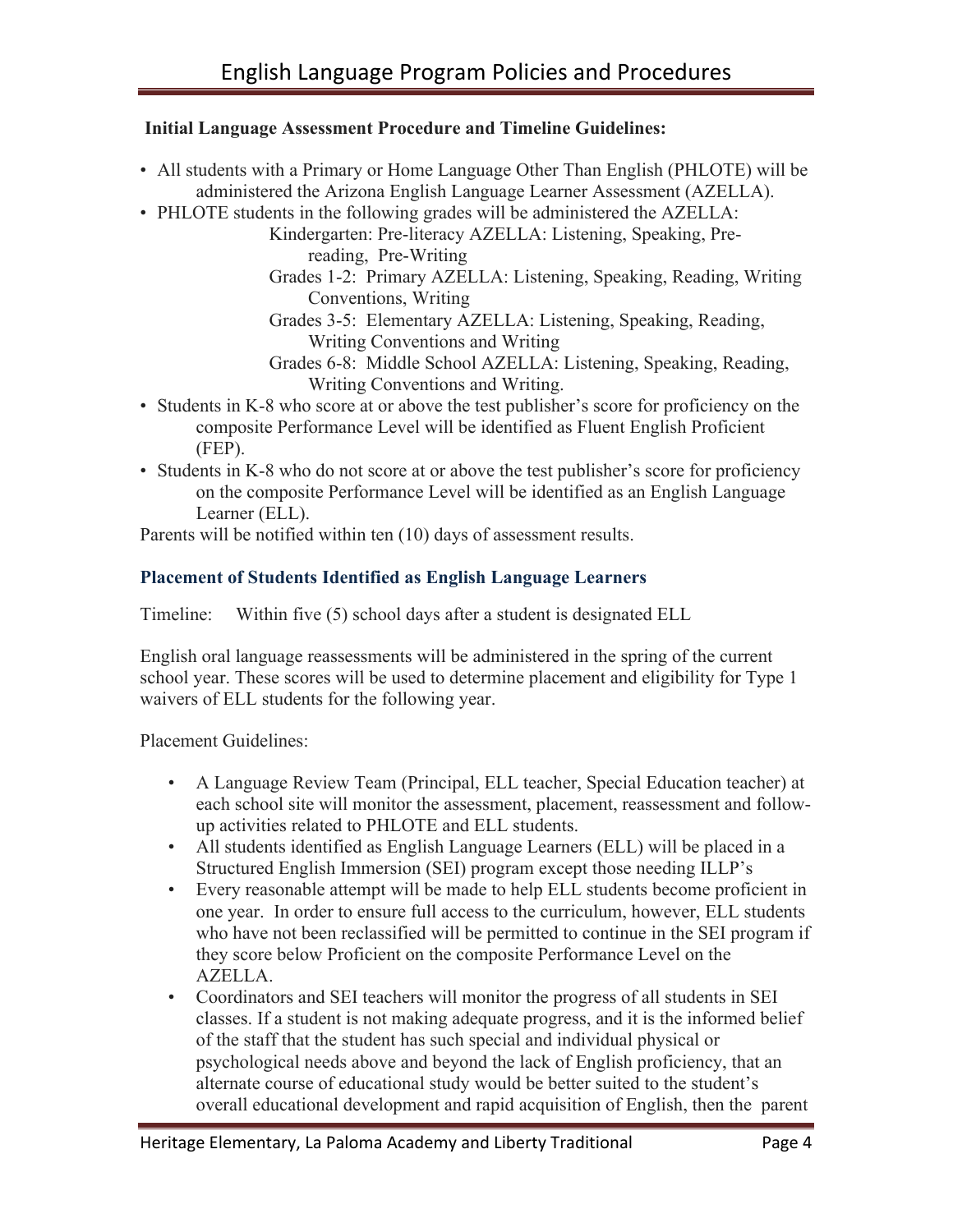**Initial Language Assessment Procedure and Timeline Guidelines:**

- All students with a Primary or Home Language Other Than English (PHLOTE) will be administered the Arizona English Language Learner Assessment (AZELLA).
- PHLOTE students in the following grades will be administered the AZELLA:
  - Kindergarten: Pre-literacy AZELLA: Listening, Speaking, Pre-reading, Pre-Writing
  - Grades 1-2: Primary AZELLA: Listening, Speaking, Reading, Writing Conventions, Writing
  - Grades 3-5: Elementary AZELLA: Listening, Speaking, Reading, Writing Conventions and Writing
  - Grades 6-8: Middle School AZELLA: Listening, Speaking, Reading, Writing Conventions and Writing.
- Students in K-8 who score at or above the test publisher's score for proficiency on the composite Performance Level will be identified as Fluent English Proficient (FEP).
- Students in K-8 who do not score at or above the test publisher's score for proficiency on the composite Performance Level will be identified as an English Language Learner (ELL).

Parents will be notified within ten (10) days of assessment results.

### Placement of Students Identified as English Language Learners

Timeline: Within five (5) school days after a student is designated ELL

English oral language reassessments will be administered in the spring of the current school year. These scores will be used to determine placement and eligibility for Type 1 waivers of ELL students for the following year.

Placement Guidelines:

- A Language Review Team (Principal, ELL teacher, Special Education teacher) at each school site will monitor the assessment, placement, reassessment and follow-up activities related to PHLOTE and ELL students.
- All students identified as English Language Learners (ELL) will be placed in a Structured English Immersion (SEI) program except those needing ILLP's
- Every reasonable attempt will be made to help ELL students become proficient in one year. In order to ensure full access to the curriculum, however, ELL students who have not been reclassified will be permitted to continue in the SEI program if they score below Proficient on the composite Performance Level on the AZELLA.
- Coordinators and SEI teachers will monitor the progress of all students in SEI classes. If a student is not making adequate progress, and it is the informed belief of the staff that the student has such special and individual physical or psychological needs above and beyond the lack of English proficiency, that an alternate course of educational study would be better suited to the student's overall educational development and rapid acquisition of English, then the parent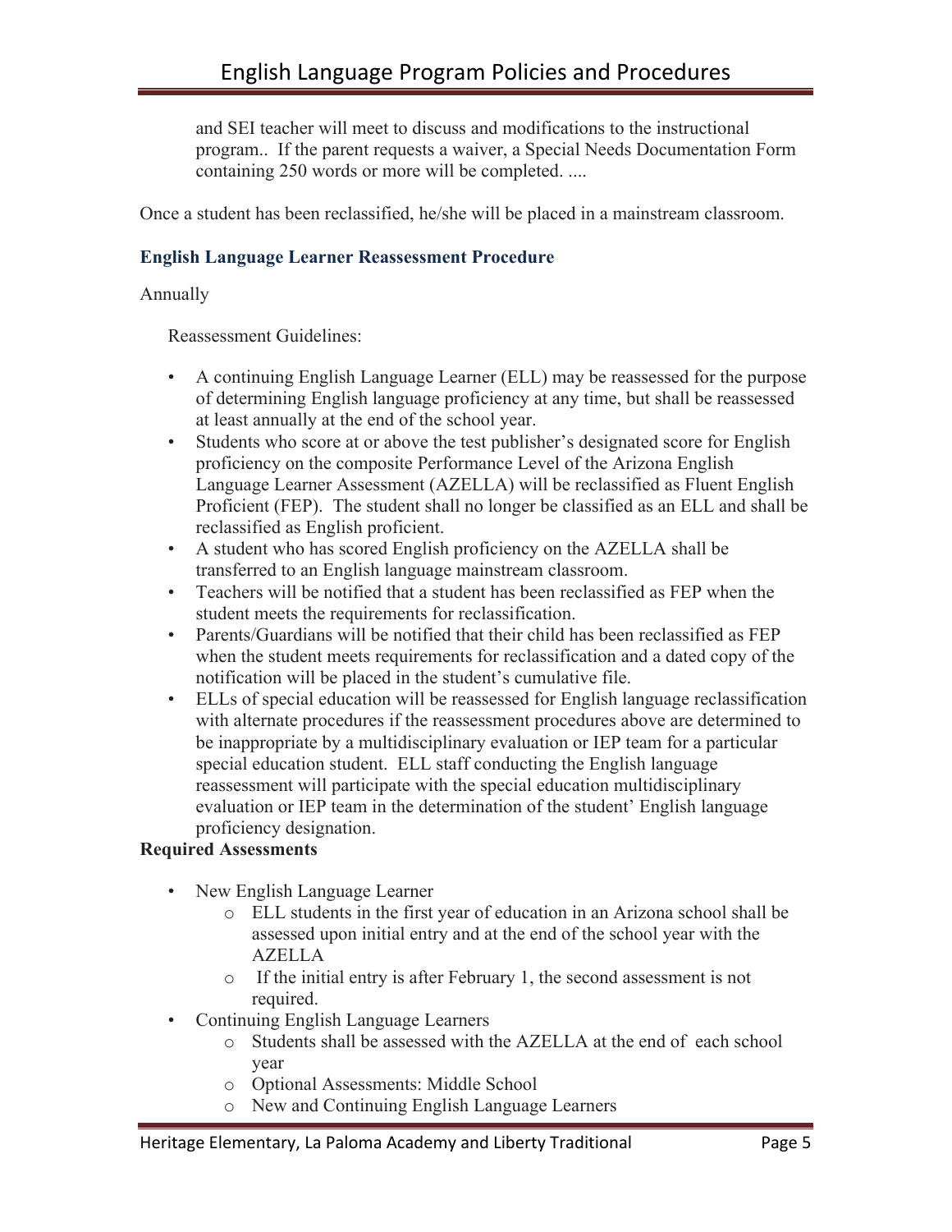and SEI teacher will meet to discuss and modifications to the instructional program.. If the parent requests a waiver, a Special Needs Documentation Form containing 250 words or more will be completed. ....

Once a student has been reclassified, he/she will be placed in a mainstream classroom.

### English Language Learner Reassessment Procedure

Annually

Reassessment Guidelines:

- A continuing English Language Learner (ELL) may be reassessed for the purpose of determining English language proficiency at any time, but shall be reassessed at least annually at the end of the school year.
- Students who score at or above the test publisher's designated score for English proficiency on the composite Performance Level of the Arizona English Language Learner Assessment (AZELLA) will be reclassified as Fluent English Proficient (FEP). The student shall no longer be classified as an ELL and shall be reclassified as English proficient.
- A student who has scored English proficiency on the AZELLA shall be transferred to an English language mainstream classroom.
- Teachers will be notified that a student has been reclassified as FEP when the student meets the requirements for reclassification.
- Parents/Guardians will be notified that their child has been reclassified as FEP when the student meets requirements for reclassification and a dated copy of the notification will be placed in the student's cumulative file.
- ELLs of special education will be reassessed for English language reclassification with alternate procedures if the reassessment procedures above are determined to be inappropriate by a multidisciplinary evaluation or IEP team for a particular special education student. ELL staff conducting the English language reassessment will participate with the special education multidisciplinary evaluation or IEP team in the determination of the student' English language proficiency designation.

**Required Assessments**

- New English Language Learner
  - ELL students in the first year of education in an Arizona school shall be assessed upon initial entry and at the end of the school year with the AZELLA
  - If the initial entry is after February 1, the second assessment is not required.
- Continuing English Language Learners
  - Students shall be assessed with the AZELLA at the end of each school year
  - Optional Assessments: Middle School
  - New and Continuing English Language Learners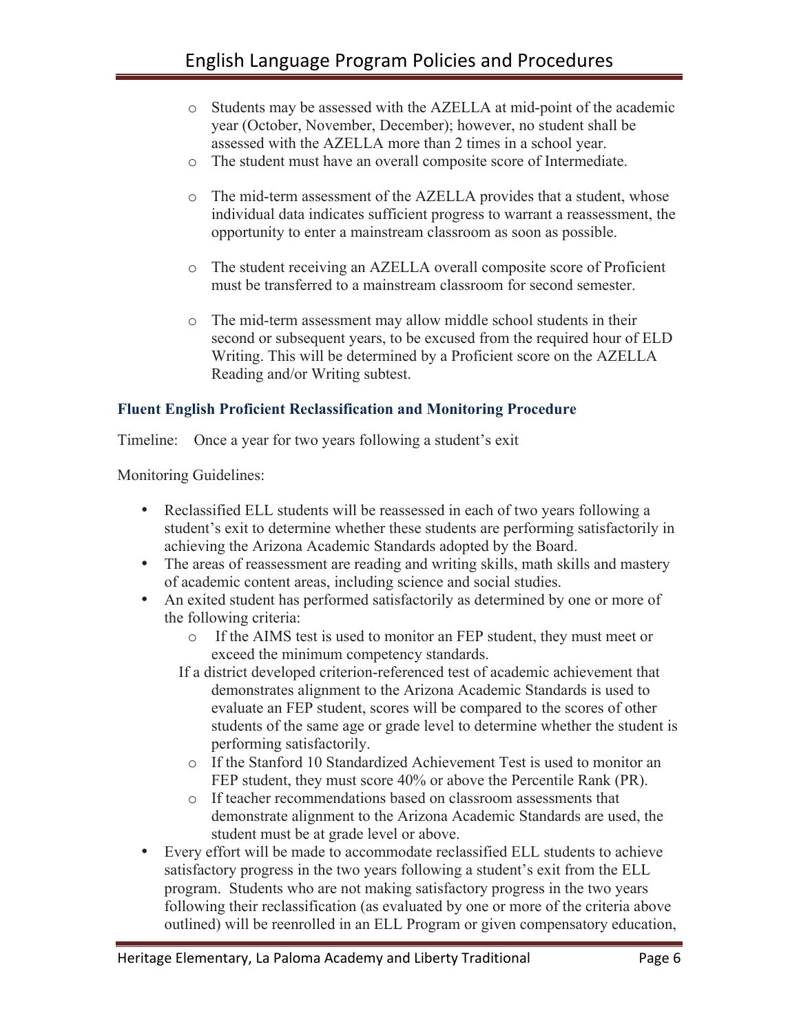- Students may be assessed with the AZELLA at mid-point of the academic year (October, November, December); however, no student shall be assessed with the AZELLA more than 2 times in a school year.
- The student must have an overall composite score of Intermediate.
- The mid-term assessment of the AZELLA provides that a student, whose individual data indicates sufficient progress to warrant a reassessment, the opportunity to enter a mainstream classroom as soon as possible.
- The student receiving an AZELLA overall composite score of Proficient must be transferred to a mainstream classroom for second semester.
- The mid-term assessment may allow middle school students in their second or subsequent years, to be excused from the required hour of ELD Writing. This will be determined by a Proficient score on the AZELLA Reading and/or Writing subtest.

### Fluent English Proficient Reclassification and Monitoring Procedure

Timeline: Once a year for two years following a student's exit

Monitoring Guidelines:

- Reclassified ELL students will be reassessed in each of two years following a student's exit to determine whether these students are performing satisfactorily in achieving the Arizona Academic Standards adopted by the Board.
- The areas of reassessment are reading and writing skills, math skills and mastery of academic content areas, including science and social studies.
- An exited student has performed satisfactorily as determined by one or more of the following criteria:
  - If the AIMS test is used to monitor an FEP student, they must meet or exceed the minimum competency standards.
  - If a district developed criterion-referenced test of academic achievement that demonstrates alignment to the Arizona Academic Standards is used to evaluate an FEP student, scores will be compared to the scores of other students of the same age or grade level to determine whether the student is performing satisfactorily.
  - If the Stanford 10 Standardized Achievement Test is used to monitor an FEP student, they must score 40% or above the Percentile Rank (PR).
  - If teacher recommendations based on classroom assessments that demonstrate alignment to the Arizona Academic Standards are used, the student must be at grade level or above.
- Every effort will be made to accommodate reclassified ELL students to achieve satisfactory progress in the two years following a student's exit from the ELL program. Students who are not making satisfactory progress in the two years following their reclassification (as evaluated by one or more of the criteria above outlined) will be reenrolled in an ELL Program or given compensatory education,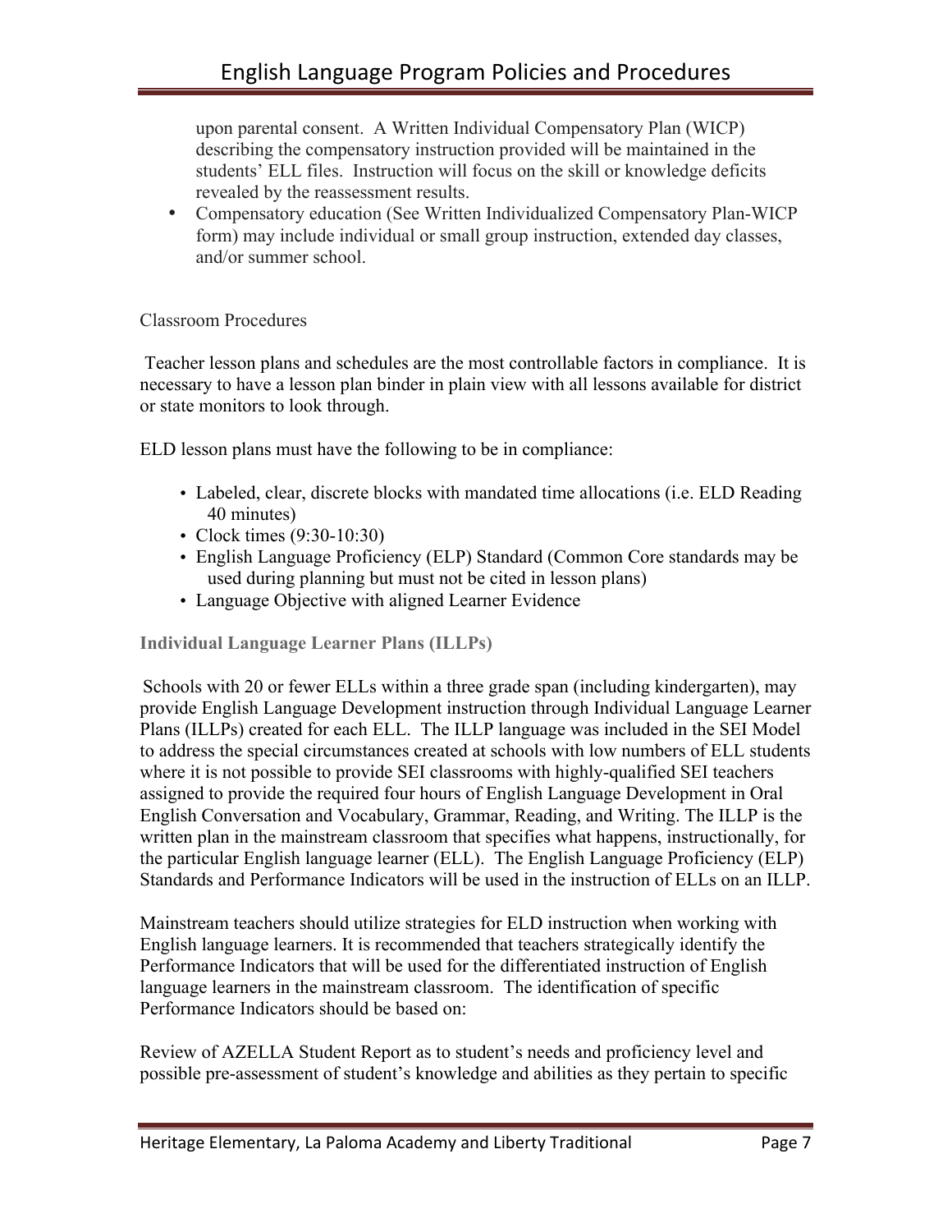upon parental consent. A Written Individual Compensatory Plan (WICP) describing the compensatory instruction provided will be maintained in the students' ELL files. Instruction will focus on the skill or knowledge deficits revealed by the reassessment results.

- Compensatory education (See Written Individualized Compensatory Plan-WICP form) may include individual or small group instruction, extended day classes, and/or summer school.

### Classroom Procedures

Teacher lesson plans and schedules are the most controllable factors in compliance. It is necessary to have a lesson plan binder in plain view with all lessons available for district or state monitors to look through.

ELD lesson plans must have the following to be in compliance:

- Labeled, clear, discrete blocks with mandated time allocations (i.e. ELD Reading 40 minutes)
- Clock times (9:30-10:30)
- English Language Proficiency (ELP) Standard (Common Core standards may be used during planning but must not be cited in lesson plans)
- Language Objective with aligned Learner Evidence

### Individual Language Learner Plans (ILLPs)

Schools with 20 or fewer ELLs within a three grade span (including kindergarten), may provide English Language Development instruction through Individual Language Learner Plans (ILLPs) created for each ELL. The ILLP language was included in the SEI Model to address the special circumstances created at schools with low numbers of ELL students where it is not possible to provide SEI classrooms with highly-qualified SEI teachers assigned to provide the required four hours of English Language Development in Oral English Conversation and Vocabulary, Grammar, Reading, and Writing. The ILLP is the written plan in the mainstream classroom that specifies what happens, instructionally, for the particular English language learner (ELL). The English Language Proficiency (ELP) Standards and Performance Indicators will be used in the instruction of ELLs on an ILLP.

Mainstream teachers should utilize strategies for ELD instruction when working with English language learners. It is recommended that teachers strategically identify the Performance Indicators that will be used for the differentiated instruction of English language learners in the mainstream classroom. The identification of specific Performance Indicators should be based on:

Review of AZELLA Student Report as to student's needs and proficiency level and possible pre-assessment of student's knowledge and abilities as they pertain to specific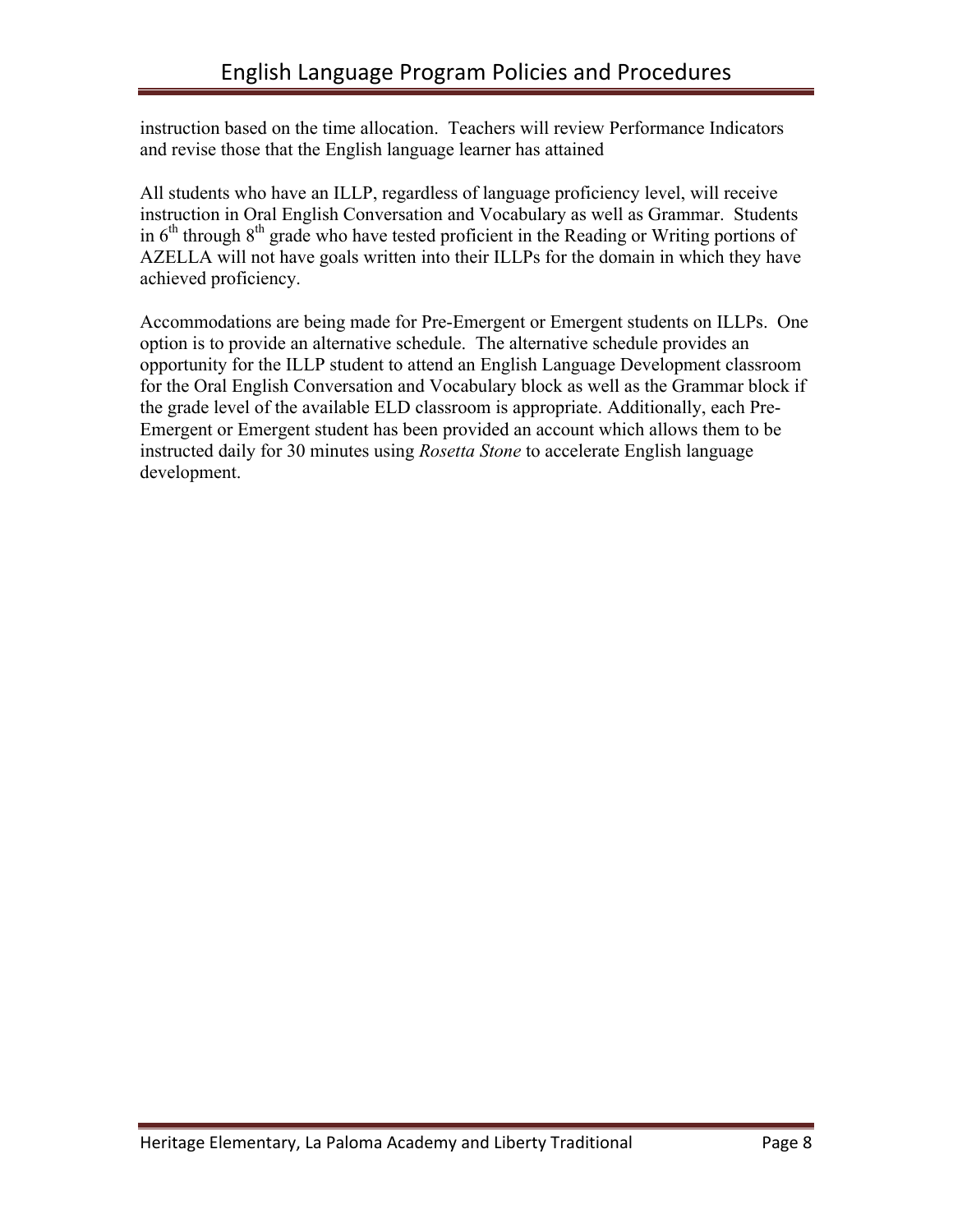instruction based on the time allocation. Teachers will review Performance Indicators and revise those that the English language learner has attained

All students who have an ILLP, regardless of language proficiency level, will receive instruction in Oral English Conversation and Vocabulary as well as Grammar. Students in 6th through 8th grade who have tested proficient in the Reading or Writing portions of AZELLA will not have goals written into their ILLPs for the domain in which they have achieved proficiency.

Accommodations are being made for Pre-Emergent or Emergent students on ILLPs. One option is to provide an alternative schedule. The alternative schedule provides an opportunity for the ILLP student to attend an English Language Development classroom for the Oral English Conversation and Vocabulary block as well as the Grammar block if the grade level of the available ELD classroom is appropriate. Additionally, each Pre-Emergent or Emergent student has been provided an account which allows them to be instructed daily for 30 minutes using *Rosetta Stone* to accelerate English language development.